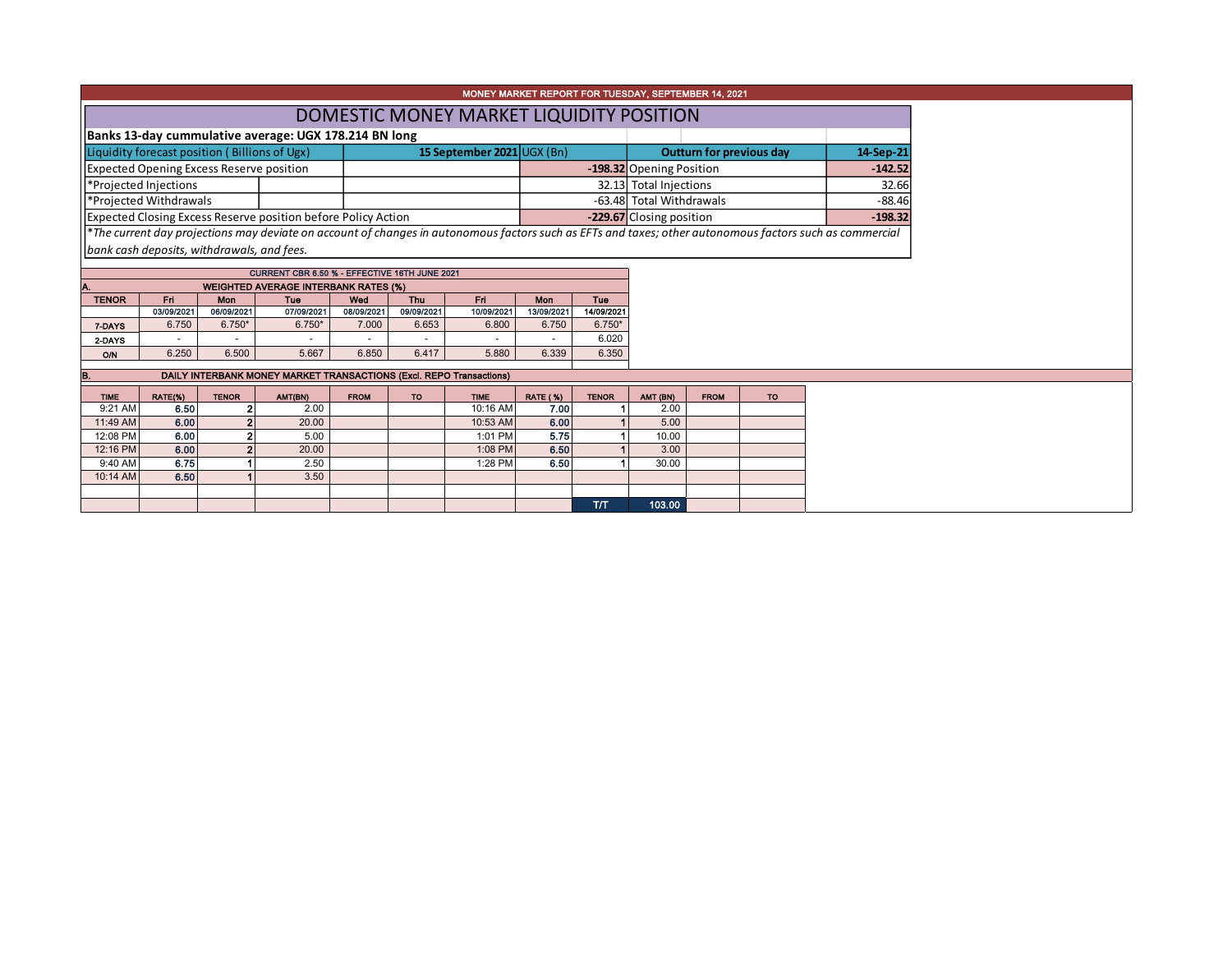MONEY MARKET REPORT FOR TUESDAY, SEPTEMBER 14, 2021

# DOMESTIC MONEY MARKET LIQUIDITY POSITION

**Banks 13-day cummulative average: UGX 178.214 BN long**

| Liquidity forecast position ( Billions of Ugx) | 15 September 2021 UGX (Bn) | Outturn for previous day | 14-Sep-21 |
|---|---|---|---|
| Expected Opening Excess Reserve position | -198.32 | Opening Position | -142.52 |
| *Projected Injections | 32.13 | Total Injections | 32.66 |
| *Projected Withdrawals | -63.48 | Total Withdrawals | -88.46 |
| Expected Closing Excess Reserve position before Policy Action | -229.67 | Closing position | -198.32 |

*The current day projections may deviate on account of changes in autonomous factors such as EFTs and taxes; other autonomous factors such as commercial bank cash deposits, withdrawals, and fees.*

CURRENT CBR 6.50 % - EFFECTIVE 16TH JUNE 2021

**A. WEIGHTED AVERAGE INTERBANK RATES (%)**

| TENOR | Fri 03/09/2021 | Mon 06/09/2021 | Tue 07/09/2021 | Wed 08/09/2021 | Thu 09/09/2021 | Fri 10/09/2021 | Mon 13/09/2021 | Tue 14/09/2021 |
|---|---|---|---|---|---|---|---|---|
| 7-DAYS | 6.750 | 6.750* | 6.750* | 7.000 | 6.653 | 6.800 | 6.750 | 6.750* |
| 2-DAYS | - | - | - | - | - | - | - | 6.020 |
| O/N | 6.250 | 6.500 | 5.667 | 6.850 | 6.417 | 5.880 | 6.339 | 6.350 |

**B. DAILY INTERBANK MONEY MARKET TRANSACTIONS (Excl. REPO Transactions)**

| TIME | RATE(%) | TENOR | AMT(BN) | FROM | TO | TIME | RATE (%) | TENOR | AMT (BN) | FROM | TO |
|---|---|---|---|---|---|---|---|---|---|---|---|
| 9:21 AM | 6.50 | 2 | 2.00 | | | 10:16 AM | 7.00 | 1 | 2.00 | | |
| 11:49 AM | 6.00 | 2 | 20.00 | | | 10:53 AM | 6.00 | 1 | 5.00 | | |
| 12:08 PM | 6.00 | 2 | 5.00 | | | 1:01 PM | 5.75 | 1 | 10.00 | | |
| 12:16 PM | 6.00 | 2 | 20.00 | | | 1:08 PM | 6.50 | 1 | 3.00 | | |
| 9:40 AM | 6.75 | 1 | 2.50 | | | 1:28 PM | 6.50 | 1 | 30.00 | | |
| 10:14 AM | 6.50 | 1 | 3.50 | | | | | | | | |
| | | | | | | | | T/T | 103.00 | | |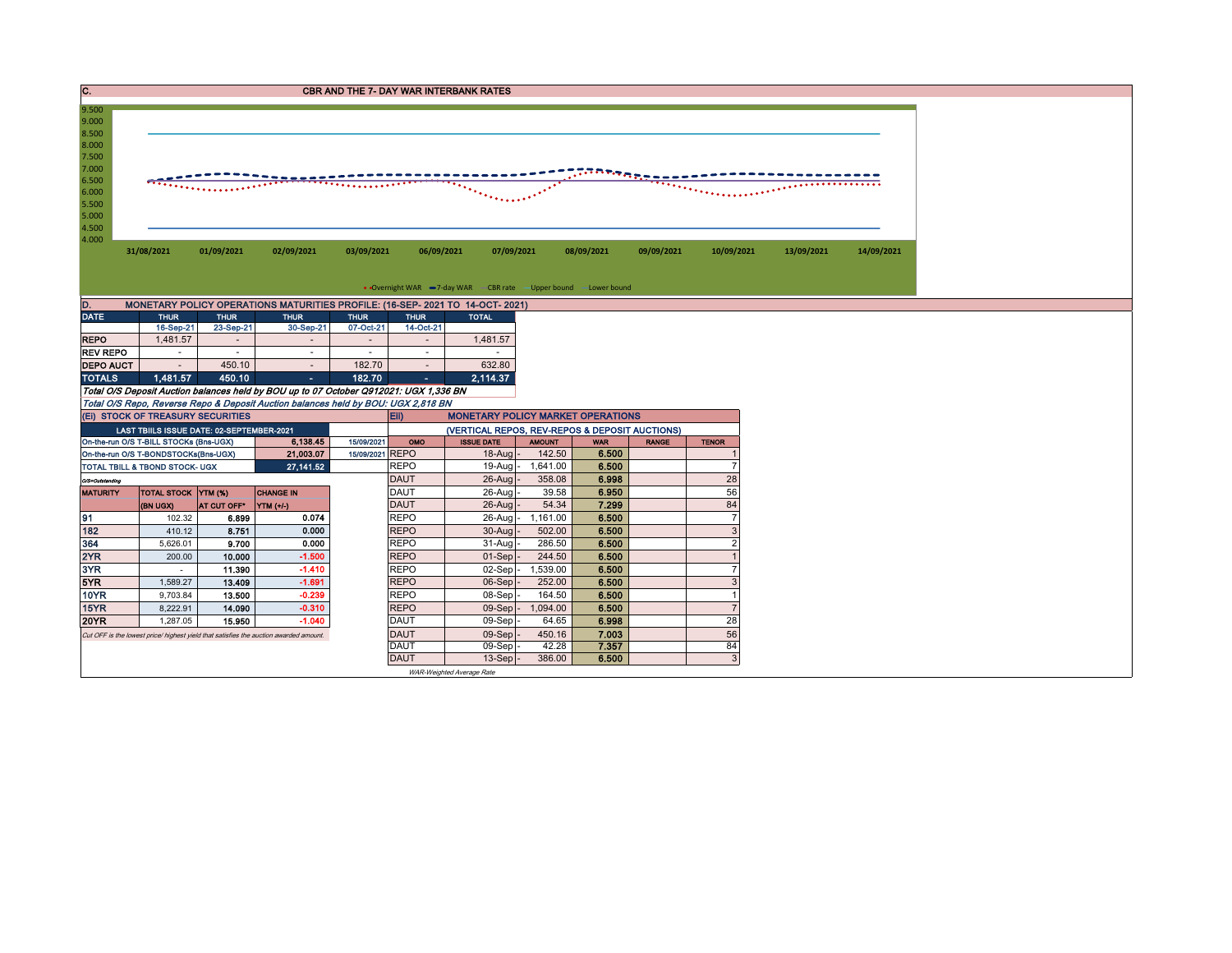## C. CBR AND THE 7- DAY WAR INTERBANK RATES

9.500
9.000
8.500
8.000
7.500
7.000
6.500
6.000
5.500
5.000
4.500
4.000

31/08/2021 01/09/2021 02/09/2021 03/09/2021 06/09/2021 07/09/2021 08/09/2021 09/09/2021 10/09/2021 13/09/2021 14/09/2021

Overnight WAR — 7-day WAR — CBR rate — Upper bound — Lower bound

## D. MONETARY POLICY OPERATIONS MATURITIES PROFILE: (16-SEP- 2021 TO 14-OCT- 2021)

| DATE | THUR | THUR | THUR | THUR | THUR | TOTAL |
|---|---|---|---|---|---|---|
| | 16-Sep-21 | 23-Sep-21 | 30-Sep-21 | 07-Oct-21 | 14-Oct-21 | |
| REPO | 1,481.57 | - | - | - | - | 1,481.57 |
| REV REPO | - | - | - | - | - | - |
| DEPO AUCT | - | 450.10 | - | 182.70 | - | 632.80 |
| TOTALS | 1,481.57 | 450.10 | - | 182.70 | - | 2,114.37 |

*Total O/S Deposit Auction balances held by BOU up to 07 October Q912021: UGX 1,336 BN*

*Total O/S Repo, Reverse Repo & Deposit Auction balances held by BOU: UGX 2,818 BN*

### (Ei) STOCK OF TREASURY SECURITIES

| LAST TBIILS ISSUE DATE: 02-SEPTEMBER-2021 | | |
|---|---|---|
| On-the-run O/S T-BILL STOCKs (Bns-UGX) | 6,138.45 | 15/09/2021 |
| On-the-run O/S T-BONDSTOCKs(Bns-UGX) | 21,003.07 | 15/09/2021 |
| TOTAL TBILL & TBOND STOCK- UGX | 27,141.52 | |

O/S=Outstanding

| MATURITY | TOTAL STOCK (BN UGX) | YTM (%) AT CUT OFF* | CHANGE IN YTM (+/-) |
|---|---|---|---|
| 91 | 102.32 | 6.899 | 0.074 |
| 182 | 410.12 | 8.751 | 0.000 |
| 364 | 5,626.01 | 9.700 | 0.000 |
| 2YR | 200.00 | 10.000 | -1.500 |
| 3YR | - | 11.390 | -1.410 |
| 5YR | 1,589.27 | 13.409 | -1.691 |
| 10YR | 9,703.84 | 13.500 | -0.239 |
| 15YR | 8,222.91 | 14.090 | -0.310 |
| 20YR | 1,287.05 | 15.950 | -1.040 |

*Cut OFF is the lowest price/ highest yield that satisfies the auction awarded amount.*

### Eii) MONETARY POLICY MARKET OPERATIONS

(VERTICAL REPOS, REV-REPOS & DEPOSIT AUCTIONS)

| OMO | ISSUE DATE | AMOUNT | WAR | RANGE | TENOR |
|---|---|---|---|---|---|
| REPO | 18-Aug | 142.50 | 6.500 | | 1 |
| REPO | 19-Aug | 1,641.00 | 6.500 | | 7 |
| DAUT | 26-Aug | 358.08 | 6.998 | | 28 |
| DAUT | 26-Aug | 39.58 | 6.950 | | 56 |
| DAUT | 26-Aug | 54.34 | 7.299 | | 84 |
| REPO | 26-Aug | 1,161.00 | 6.500 | | 7 |
| REPO | 30-Aug | 502.00 | 6.500 | | 3 |
| REPO | 31-Aug | 286.50 | 6.500 | | 2 |
| REPO | 01-Sep | 244.50 | 6.500 | | 1 |
| REPO | 02-Sep | 1,539.00 | 6.500 | | 7 |
| REPO | 06-Sep | 252.00 | 6.500 | | 3 |
| REPO | 08-Sep | 164.50 | 6.500 | | 1 |
| REPO | 09-Sep | 1,094.00 | 6.500 | | 7 |
| DAUT | 09-Sep | 64.65 | 6.998 | | 28 |
| DAUT | 09-Sep | 450.16 | 7.003 | | 56 |
| DAUT | 09-Sep | 42.28 | 7.357 | | 84 |
| DAUT | 13-Sep | 386.00 | 6.500 | | 3 |

*WAR-Weighted Average Rate*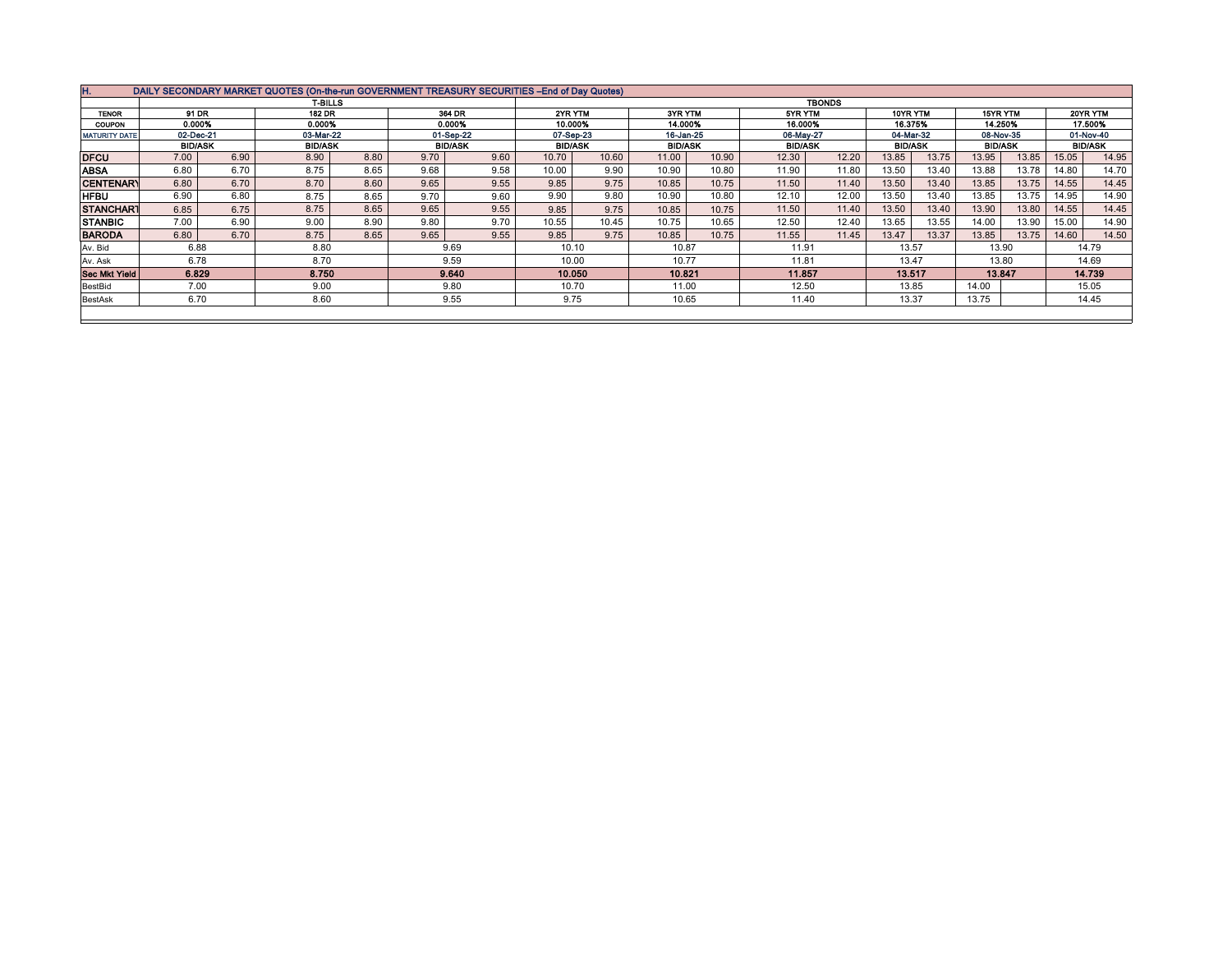## H. DAILY SECONDARY MARKET QUOTES (On-the-run GOVERNMENT TREASURY SECURITIES –End of Day Quotes)

| | T-BILLS | | | | | | TBONDS | | | | | | | | | | | | | |
|---|---|---|---|---|---|---|---|---|---|---|---|---|---|---|---|---|---|---|---|---|
| TENOR | 91 DR | | 182 DR | | 364 DR | | 2YR YTM | | 3YR YTM | | 5YR YTM | | 10YR YTM | | 15YR YTM | | 20YR YTM | |
| COUPON | 0.000% | | 0.000% | | 0.000% | | 10.000% | | 14.000% | | 16.000% | | 16.375% | | 14.250% | | 17.500% | |
| MATURITY DATE | 02-Dec-21 | | 03-Mar-22 | | 01-Sep-22 | | 07-Sep-23 | | 16-Jan-25 | | 06-May-27 | | 04-Mar-32 | | 08-Nov-35 | | 01-Nov-40 | |
| | BID/ASK | | BID/ASK | | BID/ASK | | BID/ASK | | BID/ASK | | BID/ASK | | BID/ASK | | BID/ASK | | BID/ASK | |
| **DFCU** | 7.00 | 6.90 | 8.90 | 8.80 | 9.70 | 9.60 | 10.70 | 10.60 | 11.00 | 10.90 | 12.30 | 12.20 | 13.85 | 13.75 | 13.95 | 13.85 | 15.05 | 14.95 |
| **ABSA** | 6.80 | 6.70 | 8.75 | 8.65 | 9.68 | 9.58 | 10.00 | 9.90 | 10.90 | 10.80 | 11.90 | 11.80 | 13.50 | 13.40 | 13.88 | 13.78 | 14.80 | 14.70 |
| **CENTENARY** | 6.80 | 6.70 | 8.70 | 8.60 | 9.65 | 9.55 | 9.85 | 9.75 | 10.85 | 10.75 | 11.50 | 11.40 | 13.50 | 13.40 | 13.85 | 13.75 | 14.55 | 14.45 |
| **HFBU** | 6.90 | 6.80 | 8.75 | 8.65 | 9.70 | 9.60 | 9.90 | 9.80 | 10.90 | 10.80 | 12.10 | 12.00 | 13.50 | 13.40 | 13.85 | 13.75 | 14.95 | 14.90 |
| **STANCHART** | 6.85 | 6.75 | 8.75 | 8.65 | 9.65 | 9.55 | 9.85 | 9.75 | 10.85 | 10.75 | 11.50 | 11.40 | 13.50 | 13.40 | 13.90 | 13.80 | 14.55 | 14.45 |
| **STANBIC** | 7.00 | 6.90 | 9.00 | 8.90 | 9.80 | 9.70 | 10.55 | 10.45 | 10.75 | 10.65 | 12.50 | 12.40 | 13.65 | 13.55 | 14.00 | 13.90 | 15.00 | 14.90 |
| **BARODA** | 6.80 | 6.70 | 8.75 | 8.65 | 9.65 | 9.55 | 9.85 | 9.75 | 10.85 | 10.75 | 11.55 | 11.45 | 13.47 | 13.37 | 13.85 | 13.75 | 14.60 | 14.50 |
| Av. Bid | 6.88 | | 8.80 | | 9.69 | | 10.10 | | 10.87 | | 11.91 | | 13.57 | | 13.90 | | 14.79 | |
| Av. Ask | 6.78 | | 8.70 | | 9.59 | | 10.00 | | 10.77 | | 11.81 | | 13.47 | | 13.80 | | 14.69 | |
| **Sec Mkt Yield** | **6.829** | | **8.750** | | **9.640** | | **10.050** | | **10.821** | | **11.857** | | **13.517** | | **13.847** | | **14.739** | |
| BestBid | 7.00 | | 9.00 | | 9.80 | | 10.70 | | 11.00 | | 12.50 | | 13.85 | | 14.00 | | 15.05 | |
| BestAsk | 6.70 | | 8.60 | | 9.55 | | 9.75 | | 10.65 | | 11.40 | | 13.37 | | 13.75 | | 14.45 | |